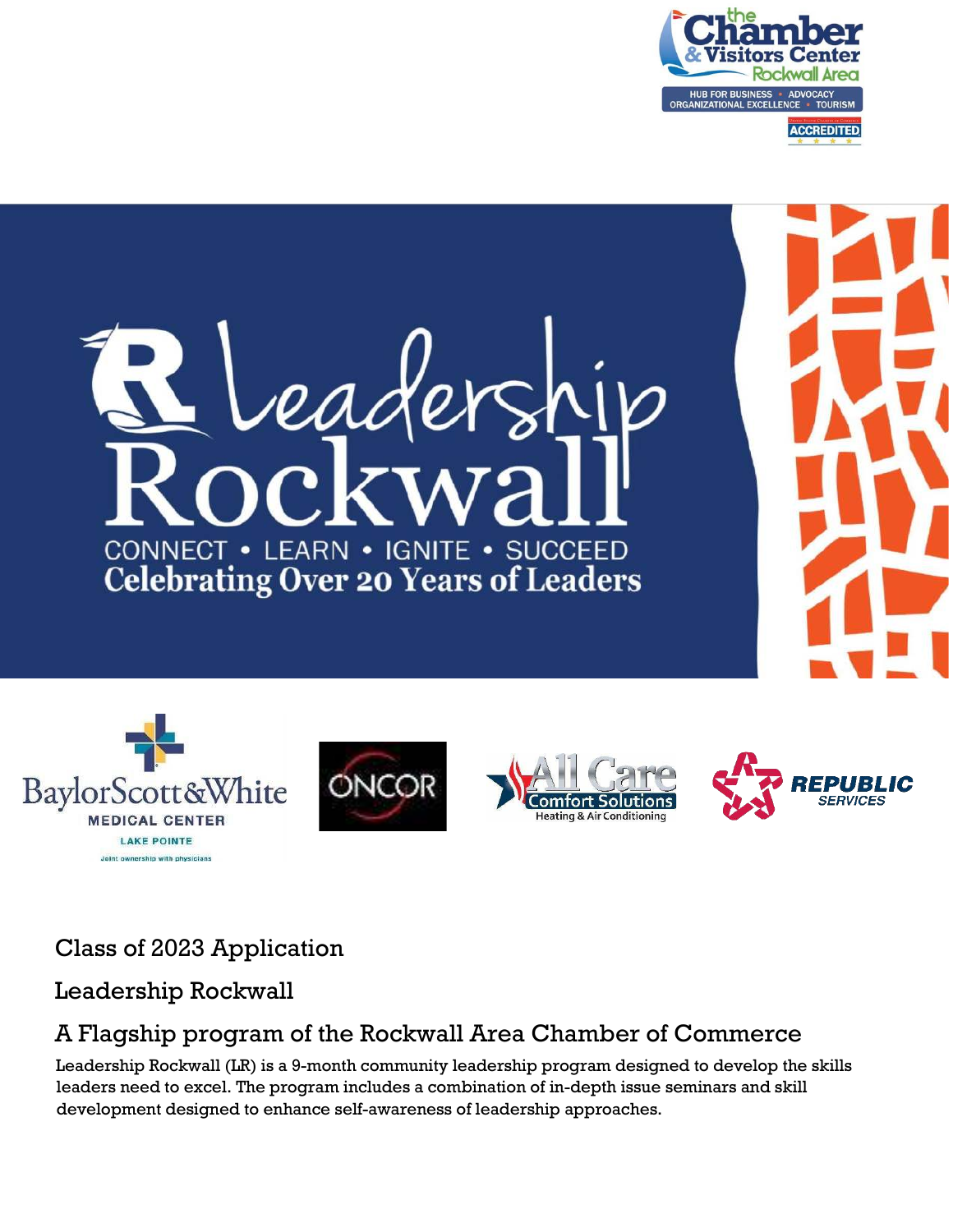the Chamber & Visitors Center Rockwall Area

HUB FOR BUSINESS • ADVOCACY
ORGANIZATIONAL EXCELLENCE • TOURISM

ACCREDITED

# Leadership Rockwall

CONNECT • LEARN • IGNITE • SUCCEED

Celebrating Over 20 Years of Leaders

BaylorScott&White MEDICAL CENTER LAKE POINTE Joint ownership with physicians

ONCOR

All Care Comfort Solutions Heating & Air Conditioning

REPUBLIC SERVICES

## Class of 2023 Application

## Leadership Rockwall

## A Flagship program of the Rockwall Area Chamber of Commerce

Leadership Rockwall (LR) is a 9-month community leadership program designed to develop the skills leaders need to excel. The program includes a combination of in-depth issue seminars and skill development designed to enhance self-awareness of leadership approaches.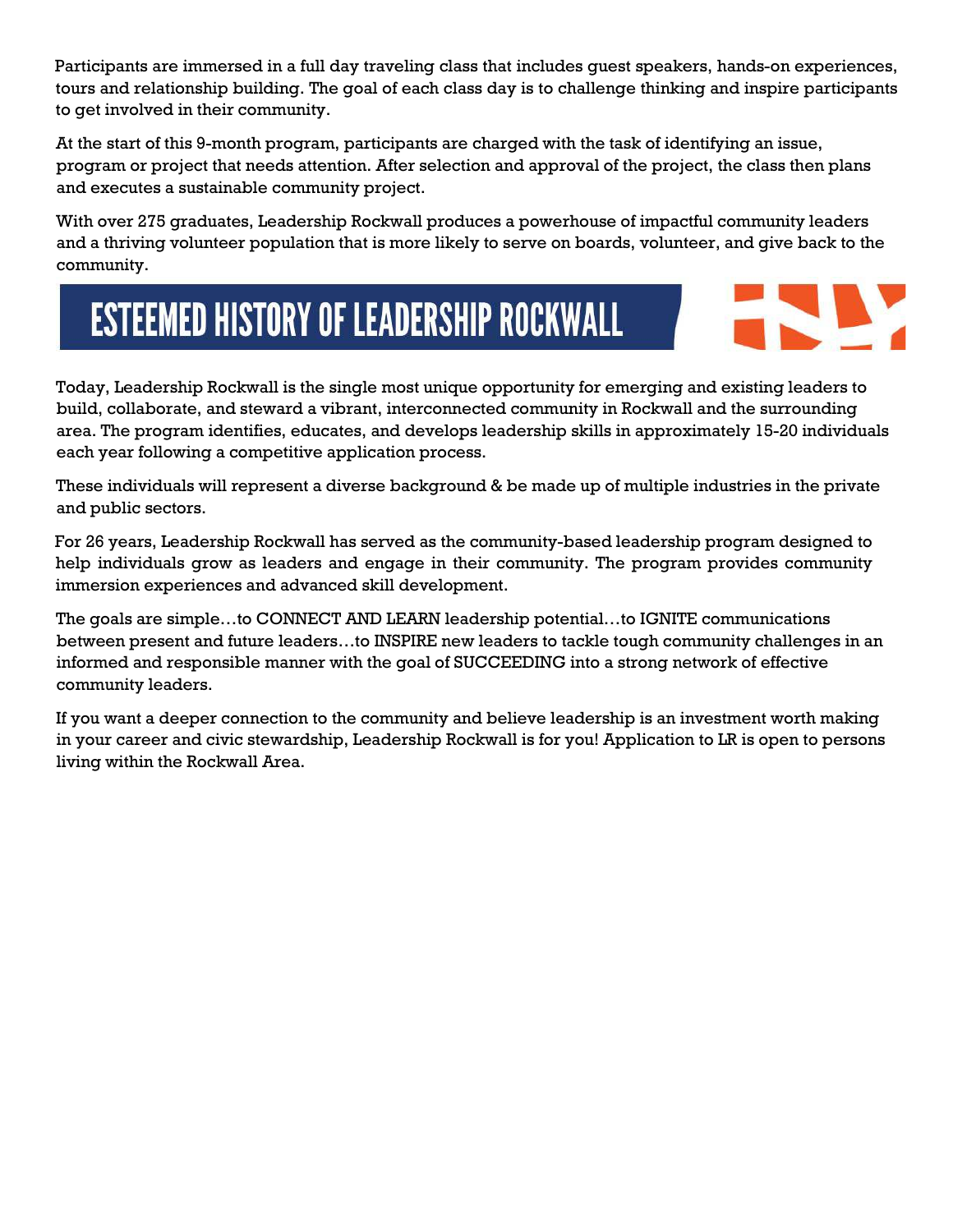Participants are immersed in a full day traveling class that includes guest speakers, hands-on experiences, tours and relationship building. The goal of each class day is to challenge thinking and inspire participants to get involved in their community.

At the start of this 9-month program, participants are charged with the task of identifying an issue, program or project that needs attention. After selection and approval of the project, the class then plans and executes a sustainable community project.

With over 275 graduates, Leadership Rockwall produces a powerhouse of impactful community leaders and a thriving volunteer population that is more likely to serve on boards, volunteer, and give back to the community.

# ESTEEMED HISTORY OF LEADERSHIP ROCKWALL

Today, Leadership Rockwall is the single most unique opportunity for emerging and existing leaders to build, collaborate, and steward a vibrant, interconnected community in Rockwall and the surrounding area. The program identifies, educates, and develops leadership skills in approximately 15-20 individuals each year following a competitive application process.

These individuals will represent a diverse background & be made up of multiple industries in the private and public sectors.

For 26 years, Leadership Rockwall has served as the community-based leadership program designed to help individuals grow as leaders and engage in their community. The program provides community immersion experiences and advanced skill development.

The goals are simple…to CONNECT AND LEARN leadership potential…to IGNITE communications between present and future leaders…to INSPIRE new leaders to tackle tough community challenges in an informed and responsible manner with the goal of SUCCEEDING into a strong network of effective community leaders.

If you want a deeper connection to the community and believe leadership is an investment worth making in your career and civic stewardship, Leadership Rockwall is for you! Application to LR is open to persons living within the Rockwall Area.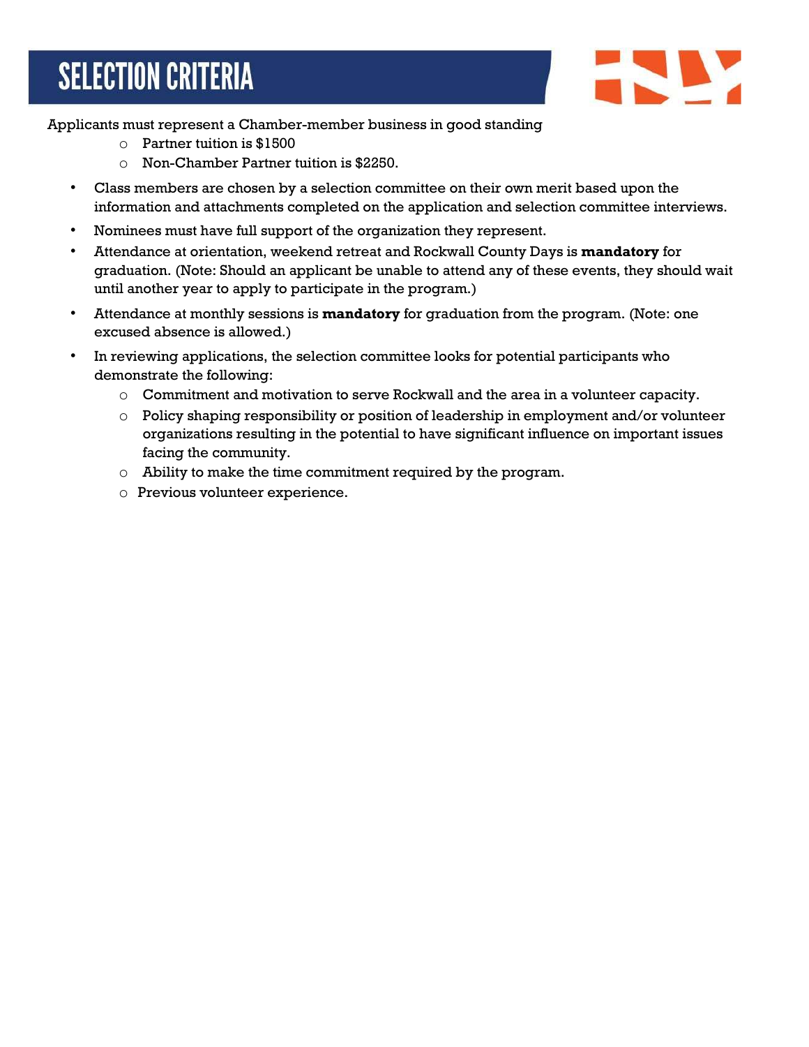# SELECTION CRITERIA

Applicants must represent a Chamber-member business in good standing

- Partner tuition is $1500
- Non-Chamber Partner tuition is $2250.

- Class members are chosen by a selection committee on their own merit based upon the information and attachments completed on the application and selection committee interviews.
- Nominees must have full support of the organization they represent.
- Attendance at orientation, weekend retreat and Rockwall County Days is **mandatory** for graduation. (Note: Should an applicant be unable to attend any of these events, they should wait until another year to apply to participate in the program.)
- Attendance at monthly sessions is **mandatory** for graduation from the program. (Note: one excused absence is allowed.)
- In reviewing applications, the selection committee looks for potential participants who demonstrate the following:
  - Commitment and motivation to serve Rockwall and the area in a volunteer capacity.
  - Policy shaping responsibility or position of leadership in employment and/or volunteer organizations resulting in the potential to have significant influence on important issues facing the community.
  - Ability to make the time commitment required by the program.
  - Previous volunteer experience.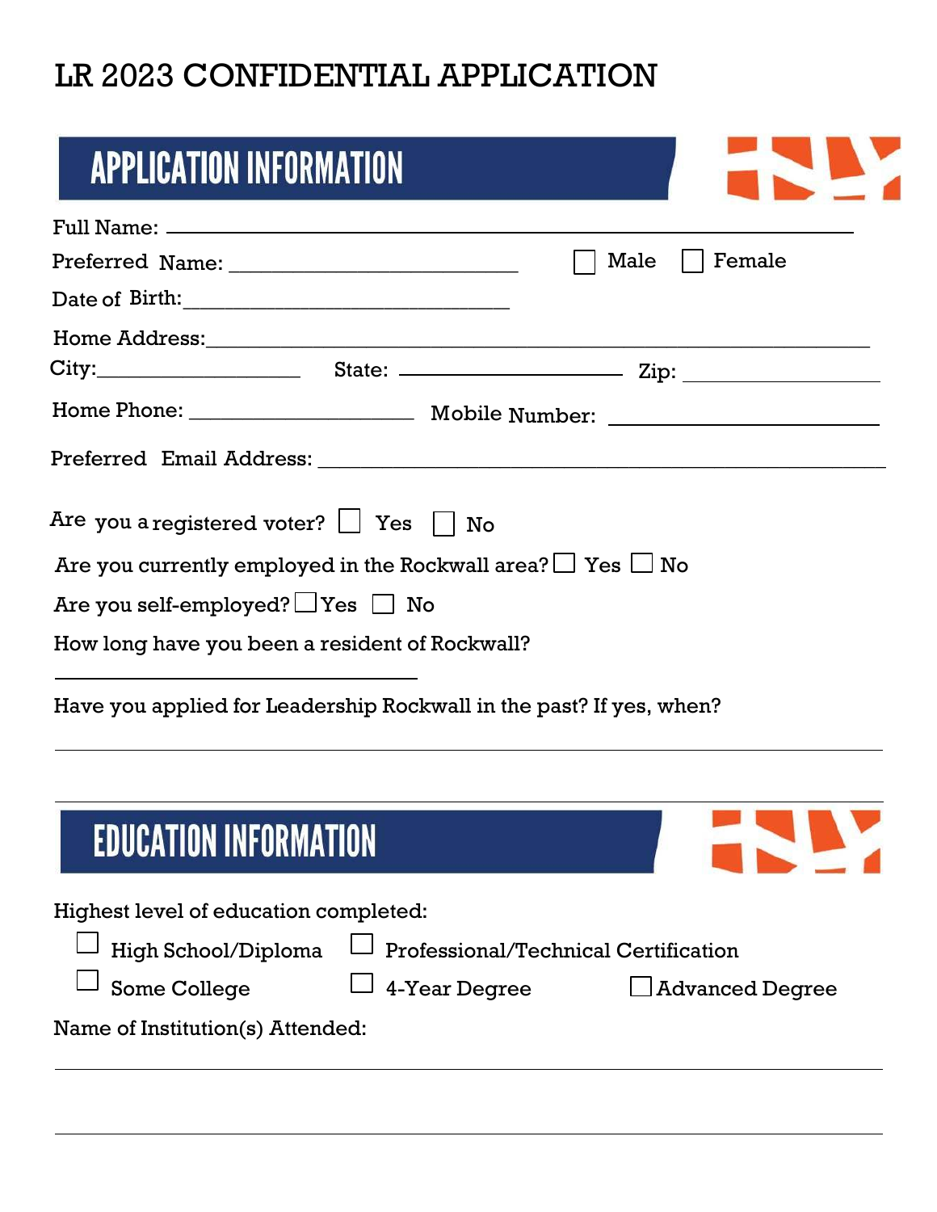# LR 2023 CONFIDENTIAL APPLICATION

## APPLICATION INFORMATION

Full Name: ______________________________________________________________

Preferred Name: ___________________________ ☐ Male ☐ Female

Date of Birth: ______________________________

Home Address: ______________________________________________________________

City: __________________ State: ____________________ Zip: __________________

Home Phone: _____________________ Mobile Number: ________________________

Preferred Email Address: ____________________________________________________

Are you a registered voter? ☐ Yes ☐ No

Are you currently employed in the Rockwall area? ☐ Yes ☐ No

Are you self-employed? ☐ Yes ☐ No

How long have you been a resident of Rockwall?

__________________________________

Have you applied for Leadership Rockwall in the past? If yes, when?

______________________________________________________________

## EDUCATION INFORMATION

Highest level of education completed:

☐ High School/Diploma ☐ Professional/Technical Certification

☐ Some College ☐ 4-Year Degree ☐ Advanced Degree

Name of Institution(s) Attended:

______________________________________________________________

______________________________________________________________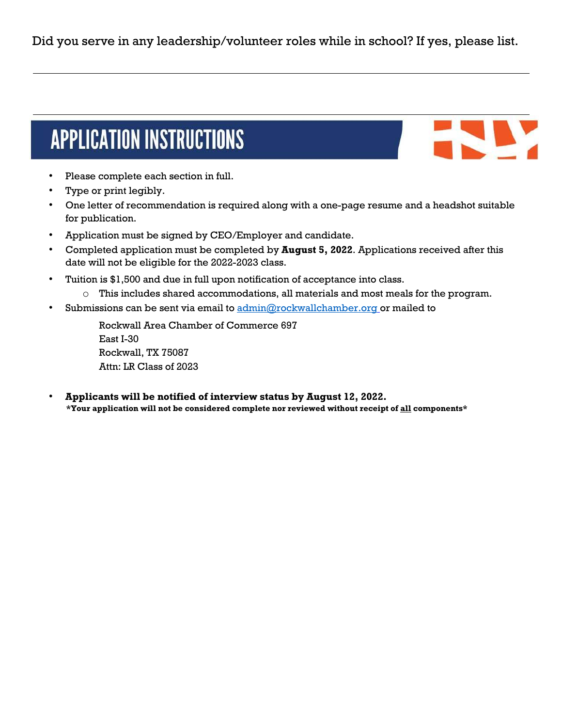Did you serve in any leadership/volunteer roles while in school? If yes, please list.

---

---

## APPLICATION INSTRUCTIONS

- Please complete each section in full.
- Type or print legibly.
- One letter of recommendation is required along with a one-page resume and a headshot suitable for publication.
- Application must be signed by CEO/Employer and candidate.
- Completed application must be completed by **August 5, 2022**. Applications received after this date will not be eligible for the 2022-2023 class.
- Tuition is $1,500 and due in full upon notification of acceptance into class.
  - This includes shared accommodations, all materials and most meals for the program.
- Submissions can be sent via email to admin@rockwallchamber.org or mailed to

  Rockwall Area Chamber of Commerce 697
  East I-30
  Rockwall, TX 75087
  Attn: LR Class of 2023

- **Applicants will be notified of interview status by August 12, 2022.**
  ***Your application will not be considered complete nor reviewed without receipt of all components***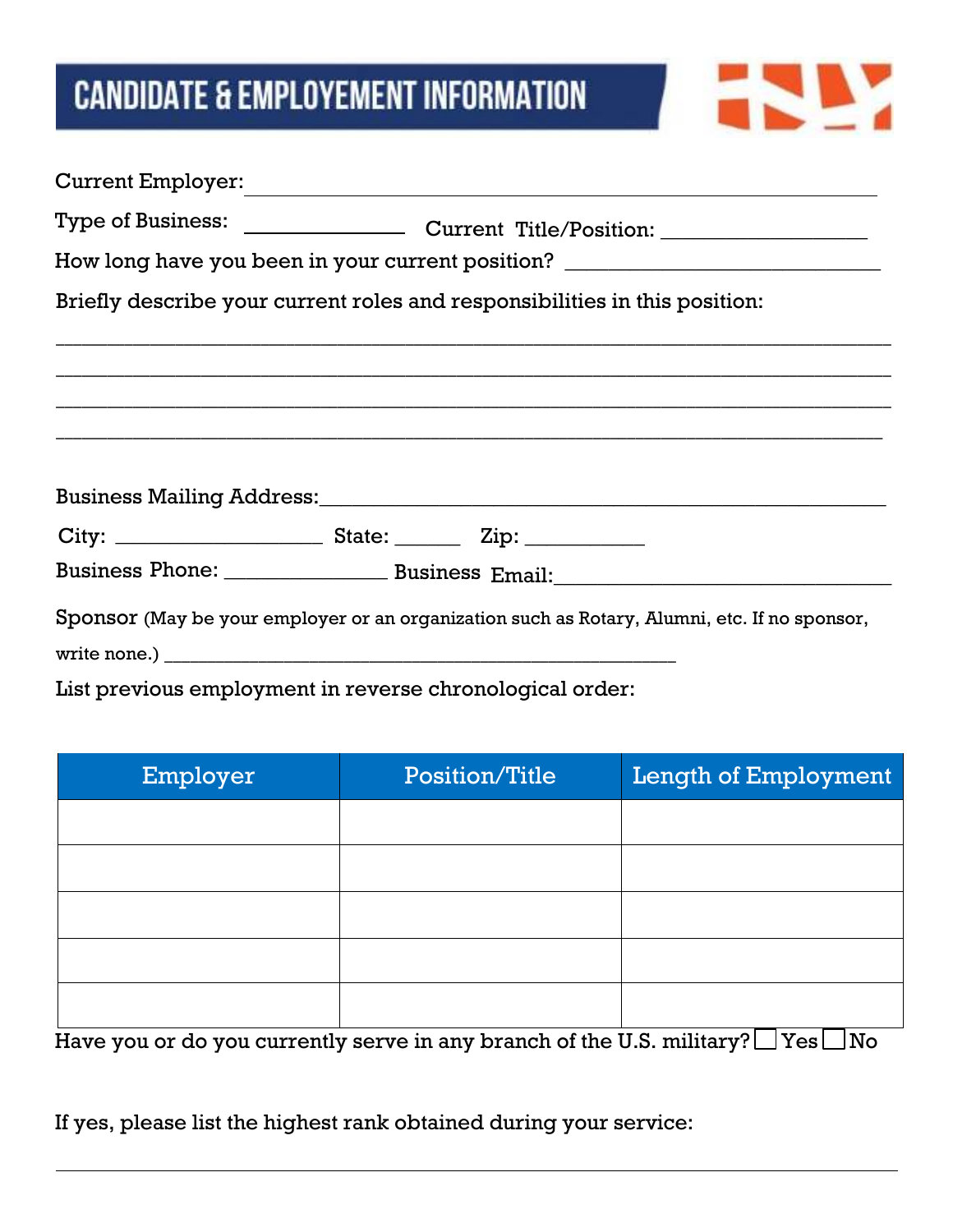# CANDIDATE & EMPLOYEMENT INFORMATION

Current Employer: ___________________________________________________________

Type of Business: _______________ Current Title/Position: ___________________

How long have you been in your current position? _____________________________

Briefly describe your current roles and responsibilities in this position:

_______________________________________________________________________________

_______________________________________________________________________________

_______________________________________________________________________________

_______________________________________________________________________________

Business Mailing Address: _____________________________________________________

City: ___________________ State: ______ Zip: ___________

Business Phone: _______________ Business Email: _______________________________

Sponsor (May be your employer or an organization such as Rotary, Alumni, etc. If no sponsor, write none.) ___________________________________________________

List previous employment in reverse chronological order:

| Employer | Position/Title | Length of Employment |
| --- | --- | --- |
| | | |
| | | |
| | | |
| | | |
| | | |

Have you or do you currently serve in any branch of the U.S. military? ☐ Yes ☐ No

If yes, please list the highest rank obtained during your service:

_______________________________________________________________________________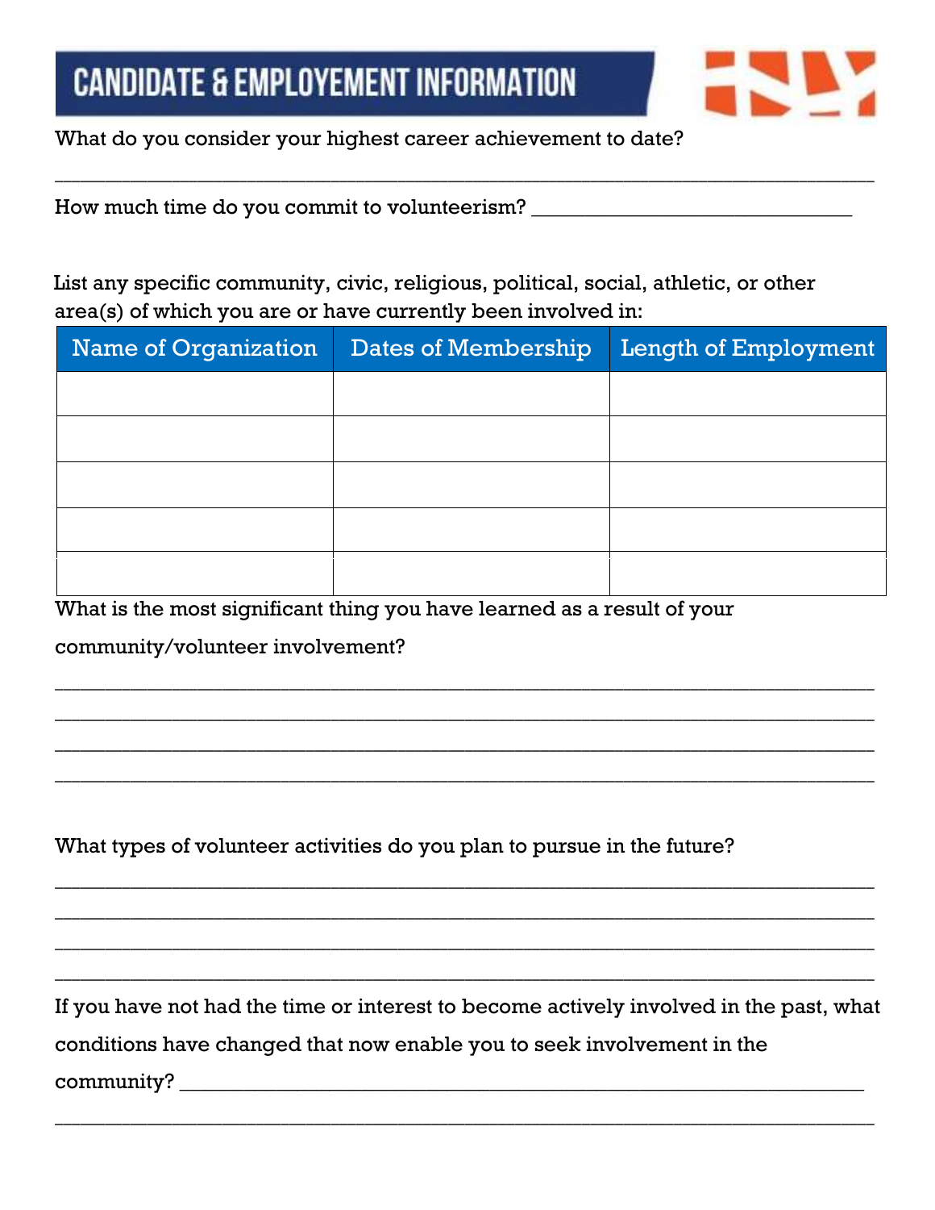# CANDIDATE & EMPLOYEMENT INFORMATION

What do you consider your highest career achievement to date?

______________________________________________________________________

How much time do you commit to volunteerism? ______________________________

List any specific community, civic, religious, political, social, athletic, or other area(s) of which you are or have currently been involved in:

| Name of Organization | Dates of Membership | Length of Employment |
|---|---|---|
| | | |
| | | |
| | | |
| | | |
| | | |

What is the most significant thing you have learned as a result of your community/volunteer involvement?

______________________________________________________________________
______________________________________________________________________
______________________________________________________________________
______________________________________________________________________

What types of volunteer activities do you plan to pursue in the future?

______________________________________________________________________
______________________________________________________________________
______________________________________________________________________
______________________________________________________________________

If you have not had the time or interest to become actively involved in the past, what conditions have changed that now enable you to seek involvement in the community? ______________________________________________________________

______________________________________________________________________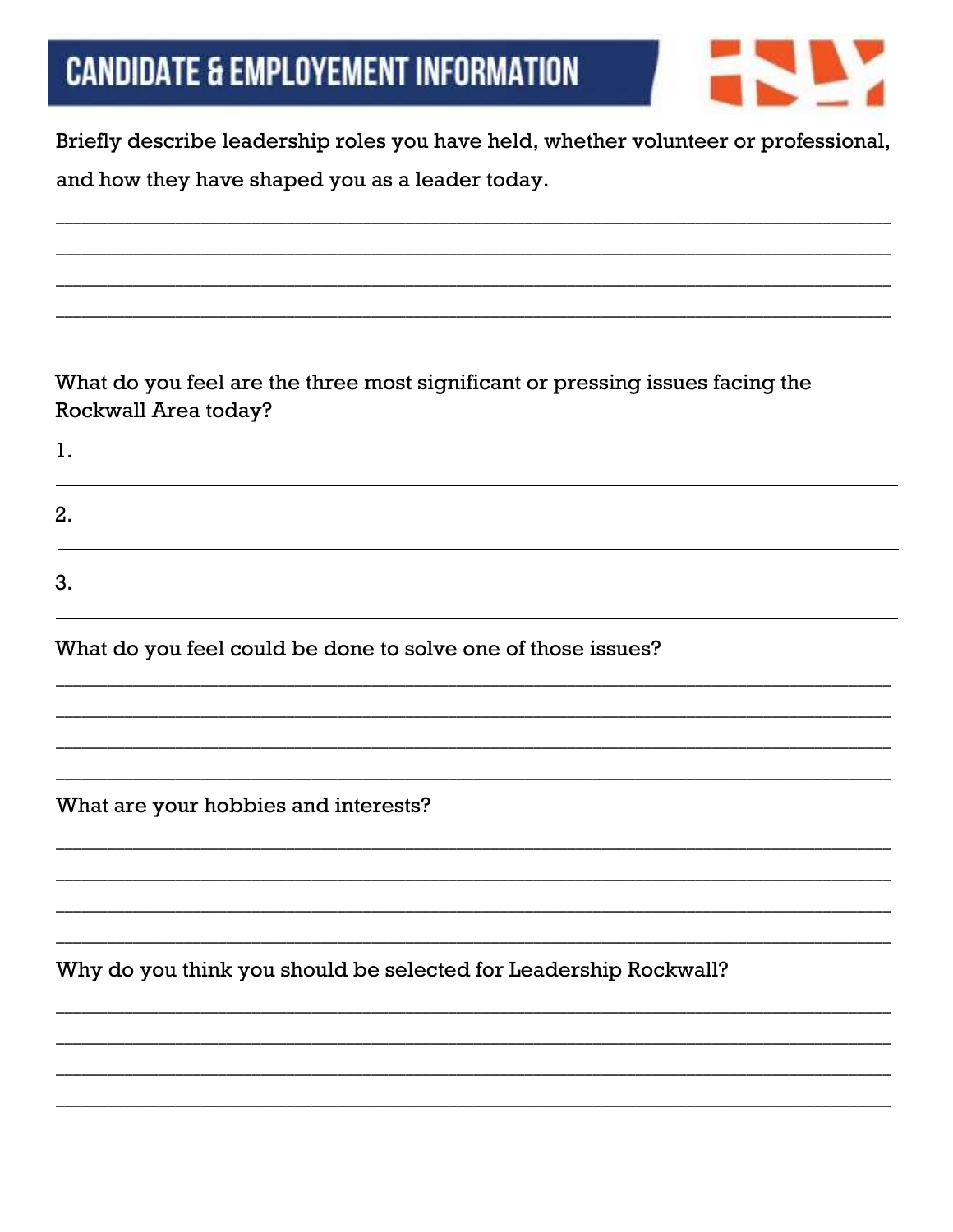# CANDIDATE & EMPLOYEEMENT INFORMATION

Briefly describe leadership roles you have held, whether volunteer or professional, and how they have shaped you as a leader today.

________________________________________________________________________________
________________________________________________________________________________
________________________________________________________________________________
________________________________________________________________________________

What do you feel are the three most significant or pressing issues facing the Rockwall Area today?

1.
________________________________________________________________________________

2.
________________________________________________________________________________

3.
________________________________________________________________________________

What do you feel could be done to solve one of those issues?

________________________________________________________________________________
________________________________________________________________________________
________________________________________________________________________________
________________________________________________________________________________

What are your hobbies and interests?

________________________________________________________________________________
________________________________________________________________________________
________________________________________________________________________________
________________________________________________________________________________

Why do you think you should be selected for Leadership Rockwall?

________________________________________________________________________________
________________________________________________________________________________
________________________________________________________________________________
________________________________________________________________________________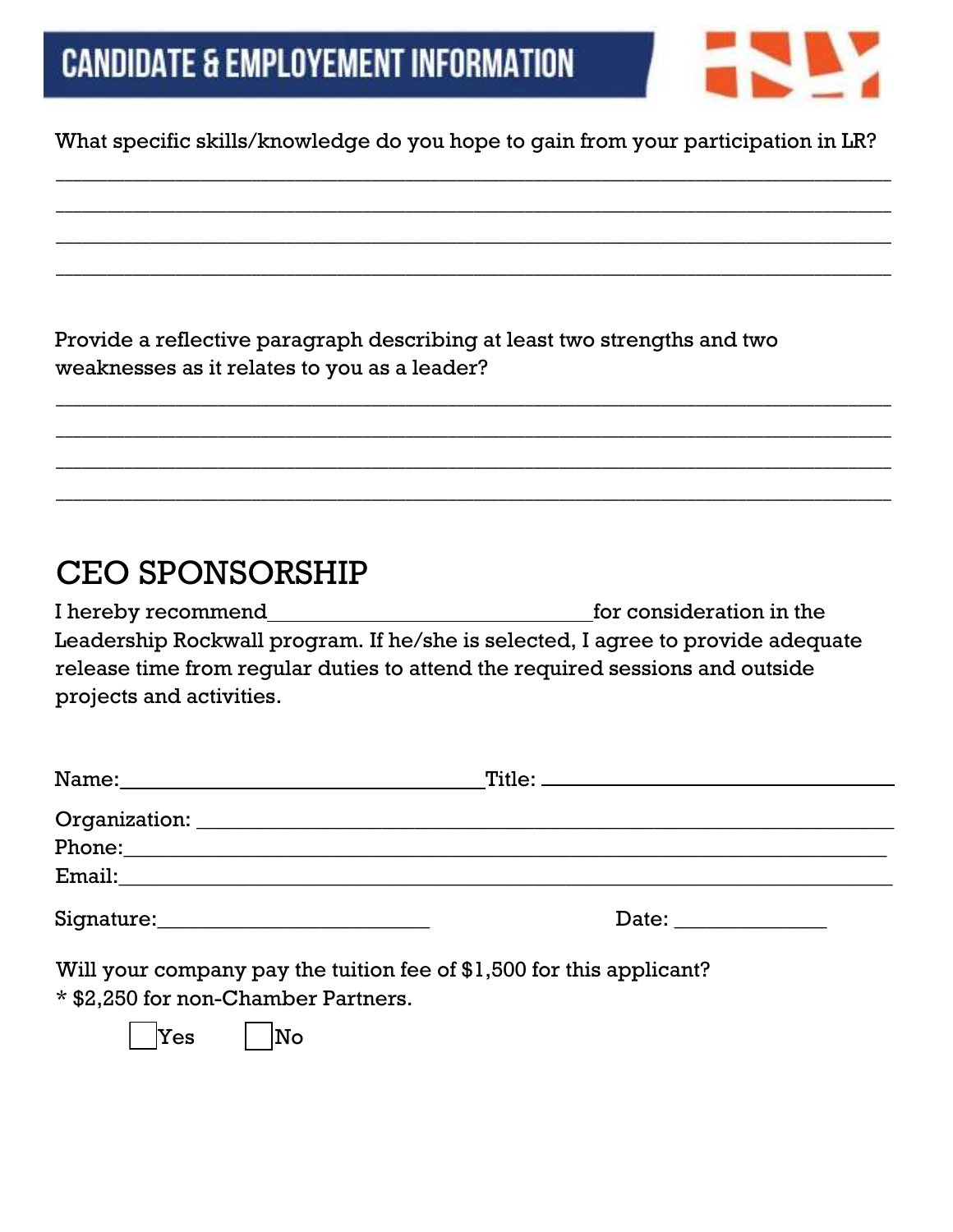# CANDIDATE & EMPLOYEMENT INFORMATION

What specific skills/knowledge do you hope to gain from your participation in LR?

______________________________________________________________________

______________________________________________________________________

______________________________________________________________________

______________________________________________________________________

Provide a reflective paragraph describing at least two strengths and two weaknesses as it relates to you as a leader?

______________________________________________________________________

______________________________________________________________________

______________________________________________________________________

______________________________________________________________________

## CEO SPONSORSHIP

I hereby recommend______________________________for consideration in the Leadership Rockwall program. If he/she is selected, I agree to provide adequate release time from regular duties to attend the required sessions and outside projects and activities.

Name:_________________________________Title: _________________________________

Organization: ____________________________________________________________

Phone:_________________________________________________________________

Email:_________________________________________________________________

Signature:_________________________ Date: ______________

Will your company pay the tuition fee of $1,500 for this applicant?
* $2,250 for non-Chamber Partners.

☐ Yes ☐ No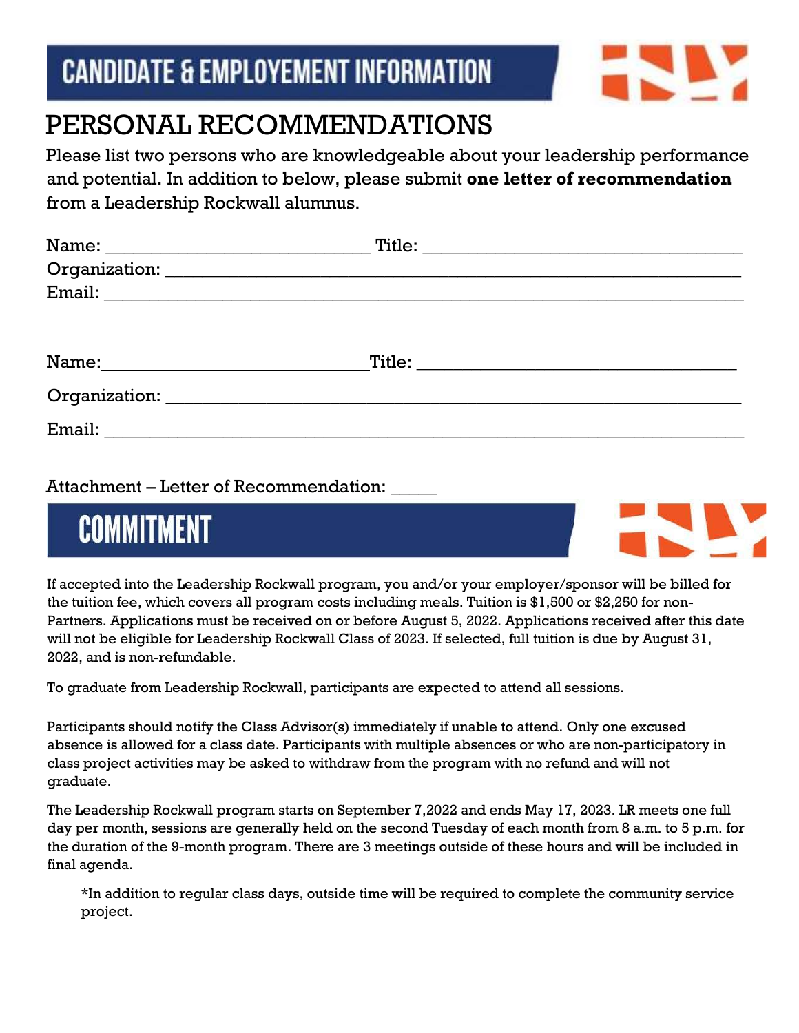# CANDIDATE & EMPLOYEMENT INFORMATION

## PERSONAL RECOMMENDATIONS

Please list two persons who are knowledgeable about your leadership performance and potential. In addition to below, please submit **one letter of recommendation** from a Leadership Rockwall alumnus.

Name: ____________________________ Title: __________________________________

Organization: ______________________________________________________________

Email: ____________________________________________________________________

Name: ____________________________ Title: __________________________________

Organization: ______________________________________________________________

Email: ____________________________________________________________________

Attachment – Letter of Recommendation: _____

# COMMITMENT

If accepted into the Leadership Rockwall program, you and/or your employer/sponsor will be billed for the tuition fee, which covers all program costs including meals. Tuition is $1,500 or $2,250 for non-Partners. Applications must be received on or before August 5, 2022. Applications received after this date will not be eligible for Leadership Rockwall Class of 2023. If selected, full tuition is due by August 31, 2022, and is non-refundable.

To graduate from Leadership Rockwall, participants are expected to attend all sessions.

Participants should notify the Class Advisor(s) immediately if unable to attend. Only one excused absence is allowed for a class date. Participants with multiple absences or who are non-participatory in class project activities may be asked to withdraw from the program with no refund and will not graduate.

The Leadership Rockwall program starts on September 7,2022 and ends May 17, 2023. LR meets one full day per month, sessions are generally held on the second Tuesday of each month from 8 a.m. to 5 p.m. for the duration of the 9-month program. There are 3 meetings outside of these hours and will be included in final agenda.

*In addition to regular class days, outside time will be required to complete the community service project.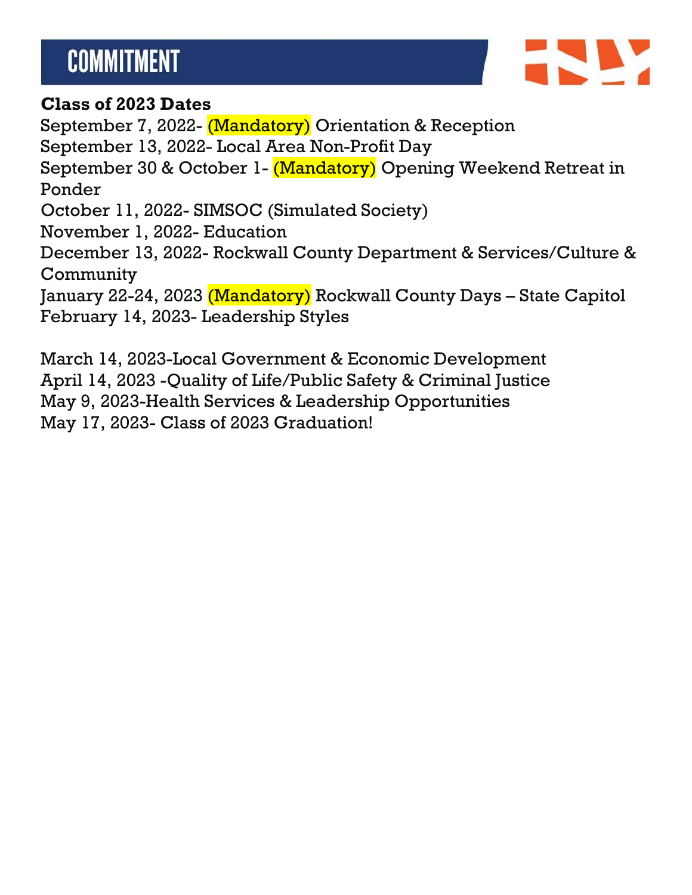# COMMITMENT

**Class of 2023 Dates**

September 7, 2022- (Mandatory) Orientation & Reception
September 13, 2022- Local Area Non-Profit Day
September 30 & October 1- (Mandatory) Opening Weekend Retreat in Ponder
October 11, 2022- SIMSOC (Simulated Society)
November 1, 2022- Education
December 13, 2022- Rockwall County Department & Services/Culture & Community
January 22-24, 2023 (Mandatory) Rockwall County Days – State Capitol
February 14, 2023- Leadership Styles

March 14, 2023-Local Government & Economic Development
April 14, 2023 -Quality of Life/Public Safety & Criminal Justice
May 9, 2023-Health Services & Leadership Opportunities
May 17, 2023- Class of 2023 Graduation!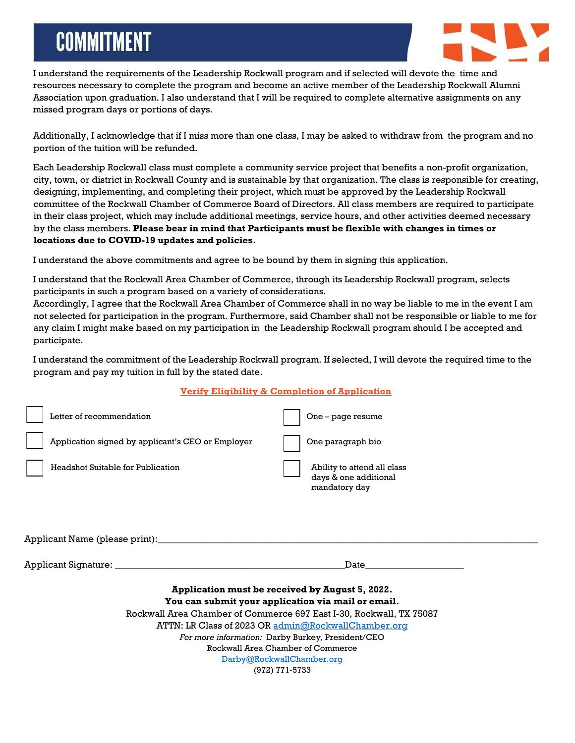# COMMITMENT

I understand the requirements of the Leadership Rockwall program and if selected will devote the time and resources necessary to complete the program and become an active member of the Leadership Rockwall Alumni Association upon graduation. I also understand that I will be required to complete alternative assignments on any missed program days or portions of days.

Additionally, I acknowledge that if I miss more than one class, I may be asked to withdraw from the program and no portion of the tuition will be refunded.

Each Leadership Rockwall class must complete a community service project that benefits a non-profit organization, city, town, or district in Rockwall County and is sustainable by that organization. The class is responsible for creating, designing, implementing, and completing their project, which must be approved by the Leadership Rockwall committee of the Rockwall Chamber of Commerce Board of Directors. All class members are required to participate in their class project, which may include additional meetings, service hours, and other activities deemed necessary by the class members. **Please bear in mind that Participants must be flexible with changes in times or locations due to COVID-19 updates and policies.**

I understand the above commitments and agree to be bound by them in signing this application.

I understand that the Rockwall Area Chamber of Commerce, through its Leadership Rockwall program, selects participants in such a program based on a variety of considerations.
Accordingly, I agree that the Rockwall Area Chamber of Commerce shall in no way be liable to me in the event I am not selected for participation in the program. Furthermore, said Chamber shall not be responsible or liable to me for any claim I might make based on my participation in the Leadership Rockwall program should I be accepted and participate.

I understand the commitment of the Leadership Rockwall program. If selected, I will devote the required time to the program and pay my tuition in full by the stated date.

**Verify Eligibility & Completion of Application**

- ☐ Letter of recommendation
- ☐ Application signed by applicant's CEO or Employer
- ☐ Headshot Suitable for Publication
- ☐ One – page resume
- ☐ One paragraph bio
- ☐ Ability to attend all class days & one additional mandatory day

Applicant Name (please print):\_\_\_\_\_\_\_\_\_\_\_\_\_\_\_\_\_\_\_\_\_\_\_\_\_\_\_\_\_\_\_\_\_\_\_\_\_\_\_\_

Applicant Signature: \_\_\_\_\_\_\_\_\_\_\_\_\_\_\_\_\_\_\_\_\_\_\_\_\_\_\_\_\_\_Date\_\_\_\_\_\_\_\_\_\_\_\_\_\_\_

**Application must be received by August 5, 2022.**
**You can submit your application via mail or email.**
Rockwall Area Chamber of Commerce 697 East I-30, Rockwall, TX 75087
ATTN: LR Class of 2023 OR admin@RockwallChamber.org
*For more information:* Darby Burkey, President/CEO
Rockwall Area Chamber of Commerce
Darby@RockwallChamber.org
(972) 771-5733